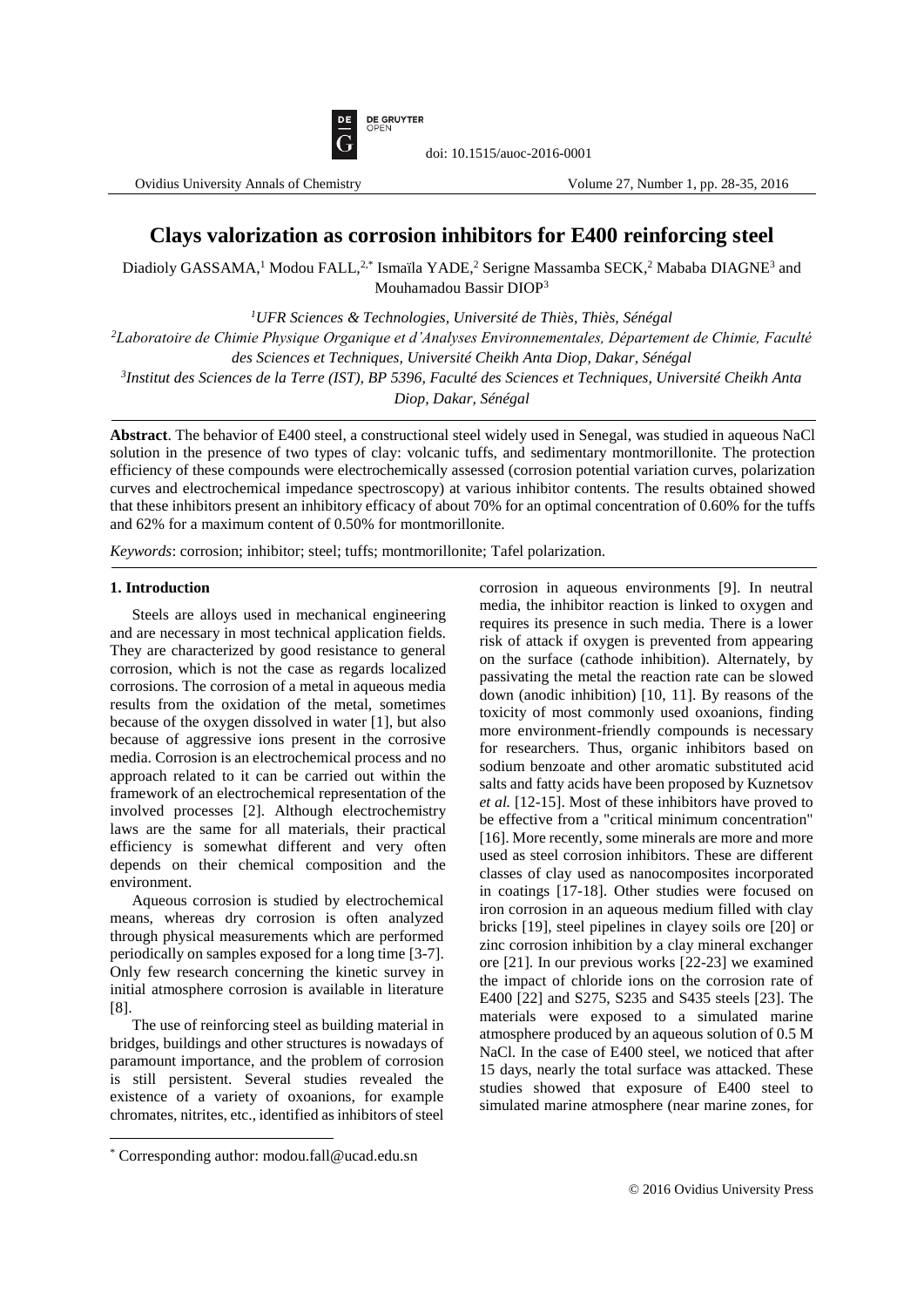doi: 10.1515/auoc-2016-0001

# Clays valorization as corrosion inhibitors for E400 reinforcing steel

Diadioly GASSAMA,[1] Modou FALL,[2,*] Ismaïla YADE,[2] Serigne Massamba SECK,[2] Mababa DIAGNE[3] and Mouhamadou Bassir DIOP[3]

[1] *UFR Sciences & Technologies, Université de Thiès, Thiès, Sénégal*

[2] *Laboratoire de Chimie Physique Organique et d'Analyses Environnementales, Département de Chimie, Faculté des Sciences et Techniques, Université Cheikh Anta Diop, Dakar, Sénégal*

[3] *Institut des Sciences de la Terre (IST), BP 5396, Faculté des Sciences et Techniques, Université Cheikh Anta Diop, Dakar, Sénégal*

**Abstract**. The behavior of E400 steel, a constructional steel widely used in Senegal, was studied in aqueous NaCl solution in the presence of two types of clay: volcanic tuffs, and sedimentary montmorillonite. The protection efficiency of these compounds were electrochemically assessed (corrosion potential variation curves, polarization curves and electrochemical impedance spectroscopy) at various inhibitor contents. The results obtained showed that these inhibitors present an inhibitory efficacy of about 70% for an optimal concentration of 0.60% for the tuffs and 62% for a maximum content of 0.50% for montmorillonite.

*Keywords*: corrosion; inhibitor; steel; tuffs; montmorillonite; Tafel polarization.

## 1. Introduction

Steels are alloys used in mechanical engineering and are necessary in most technical application fields. They are characterized by good resistance to general corrosion, which is not the case as regards localized corrosions. The corrosion of a metal in aqueous media results from the oxidation of the metal, sometimes because of the oxygen dissolved in water [1], but also because of aggressive ions present in the corrosive media. Corrosion is an electrochemical process and no approach related to it can be carried out within the framework of an electrochemical representation of the involved processes [2]. Although electrochemistry laws are the same for all materials, their practical efficiency is somewhat different and very often depends on their chemical composition and the environment.

Aqueous corrosion is studied by electrochemical means, whereas dry corrosion is often analyzed through physical measurements which are performed periodically on samples exposed for a long time [3-7]. Only few research concerning the kinetic survey in initial atmosphere corrosion is available in literature [8].

The use of reinforcing steel as building material in bridges, buildings and other structures is nowadays of paramount importance, and the problem of corrosion is still persistent. Several studies revealed the existence of a variety of oxoanions, for example chromates, nitrites, etc., identified as inhibitors of steel corrosion in aqueous environments [9]. In neutral media, the inhibitor reaction is linked to oxygen and requires its presence in such media. There is a lower risk of attack if oxygen is prevented from appearing on the surface (cathode inhibition). Alternately, by passivating the metal the reaction rate can be slowed down (anodic inhibition) [10, 11]. By reasons of the toxicity of most commonly used oxoanions, finding more environment-friendly compounds is necessary for researchers. Thus, organic inhibitors based on sodium benzoate and other aromatic substituted acid salts and fatty acids have been proposed by Kuznetsov *et al.* [12-15]. Most of these inhibitors have proved to be effective from a "critical minimum concentration" [16]. More recently, some minerals are more and more used as steel corrosion inhibitors. These are different classes of clay used as nanocomposites incorporated in coatings [17-18]. Other studies were focused on iron corrosion in an aqueous medium filled with clay bricks [19], steel pipelines in clayey soils ore [20] or zinc corrosion inhibition by a clay mineral exchanger ore [21]. In our previous works [22-23] we examined the impact of chloride ions on the corrosion rate of E400 [22] and S275, S235 and S435 steels [23]. The materials were exposed to a simulated marine atmosphere produced by an aqueous solution of 0.5 M NaCl. In the case of E400 steel, we noticed that after 15 days, nearly the total surface was attacked. These studies showed that exposure of E400 steel to simulated marine atmosphere (near marine zones, for

* Corresponding author: modou.fall@ucad.edu.sn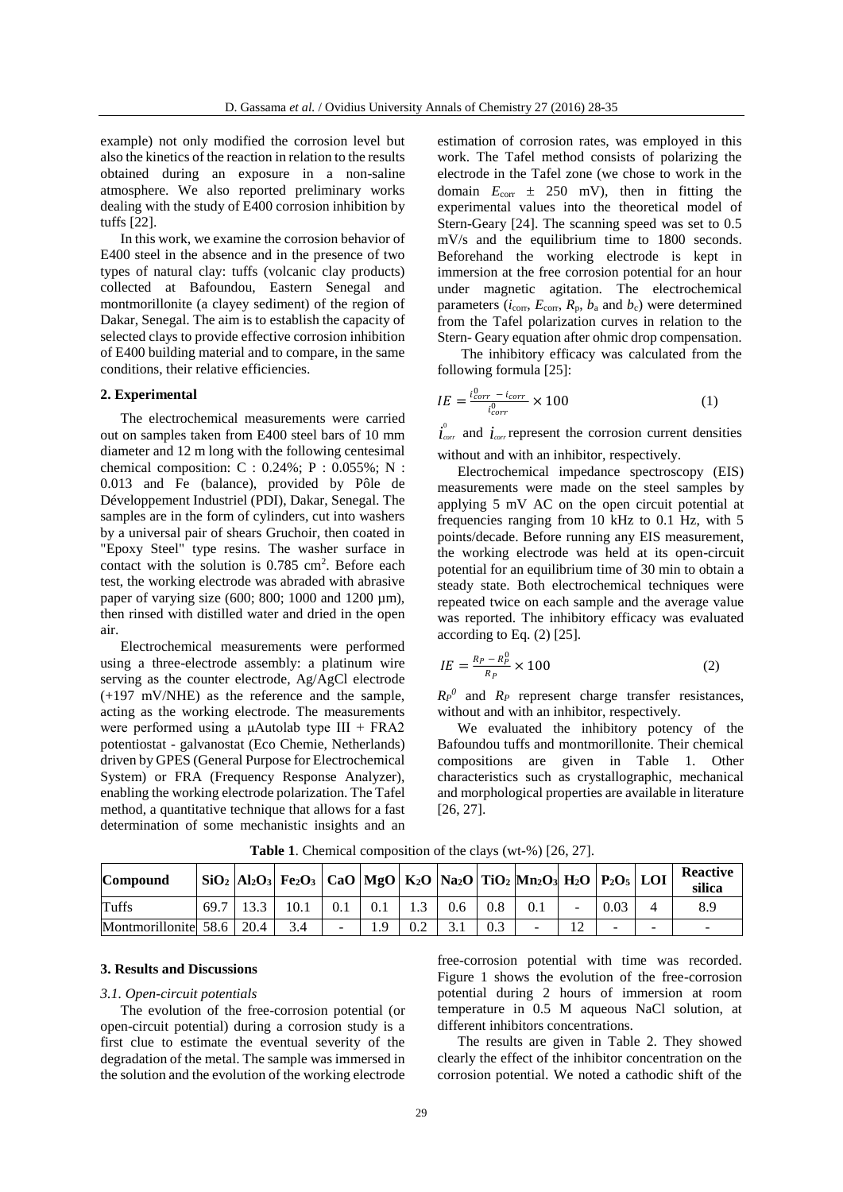example) not only modified the corrosion level but also the kinetics of the reaction in relation to the results obtained during an exposure in a non-saline atmosphere. We also reported preliminary works dealing with the study of E400 corrosion inhibition by tuffs [22].

In this work, we examine the corrosion behavior of E400 steel in the absence and in the presence of two types of natural clay: tuffs (volcanic clay products) collected at Bafoundou, Eastern Senegal and montmorillonite (a clayey sediment) of the region of Dakar, Senegal. The aim is to establish the capacity of selected clays to provide effective corrosion inhibition of E400 building material and to compare, in the same conditions, their relative efficiencies.

## 2. Experimental

The electrochemical measurements were carried out on samples taken from E400 steel bars of 10 mm diameter and 12 m long with the following centesimal chemical composition: C : 0.24%; P : 0.055%; N : 0.013 and Fe (balance), provided by Pôle de Développement Industriel (PDI), Dakar, Senegal. The samples are in the form of cylinders, cut into washers by a universal pair of shears Gruchoir, then coated in "Epoxy Steel" type resins. The washer surface in contact with the solution is 0.785 cm$^2$. Before each test, the working electrode was abraded with abrasive paper of varying size (600; 800; 1000 and 1200 µm), then rinsed with distilled water and dried in the open air.

Electrochemical measurements were performed using a three-electrode assembly: a platinum wire serving as the counter electrode, Ag/AgCl electrode (+197 mV/NHE) as the reference and the sample, acting as the working electrode. The measurements were performed using a µAutolab type III + FRA2 potentiostat - galvanostat (Eco Chemie, Netherlands) driven by GPES (General Purpose for Electrochemical System) or FRA (Frequency Response Analyzer), enabling the working electrode polarization. The Tafel method, a quantitative technique that allows for a fast determination of some mechanistic insights and an estimation of corrosion rates, was employed in this work. The Tafel method consists of polarizing the electrode in the Tafel zone (we chose to work in the domain $E_{corr}$ ± 250 mV), then in fitting the experimental values into the theoretical model of Stern-Geary [24]. The scanning speed was set to 0.5 mV/s and the equilibrium time to 1800 seconds. Beforehand the working electrode is kept in immersion at the free corrosion potential for an hour under magnetic agitation. The electrochemical parameters ($i_{corr}$, $E_{corr}$, $R_p$, $b_a$ and $b_c$) were determined from the Tafel polarization curves in relation to the Stern- Geary equation after ohmic drop compensation.

The inhibitory efficacy was calculated from the following formula [25]:

$$IE = \frac{i^0_{corr} - i_{corr}}{i^0_{corr}} \times 100 \qquad (1)$$

$i^0_{corr}$ and $i_{corr}$ represent the corrosion current densities without and with an inhibitor, respectively.

Electrochemical impedance spectroscopy (EIS) measurements were made on the steel samples by applying 5 mV AC on the open circuit potential at frequencies ranging from 10 kHz to 0.1 Hz, with 5 points/decade. Before running any EIS measurement, the working electrode was held at its open-circuit potential for an equilibrium time of 30 min to obtain a steady state. Both electrochemical techniques were repeated twice on each sample and the average value was reported. The inhibitory efficacy was evaluated according to Eq. (2) [25].

$$IE = \frac{R_P - R_P^0}{R_P} \times 100 \qquad (2)$$

$R_P^0$ and $R_P$ represent charge transfer resistances, without and with an inhibitor, respectively.

We evaluated the inhibitory potency of the Bafoundou tuffs and montmorillonite. Their chemical compositions are given in Table 1. Other characteristics such as crystallographic, mechanical and morphological properties are available in literature [26, 27].

**Table 1**. Chemical composition of the clays (wt-%) [26, 27].

| Compound | $SiO_2$ | $Al_2O_3$ | $Fe_2O_3$ | CaO | MgO | $K_2O$ | $Na_2O$ | $TiO_2$ | $Mn_2O_3$ | $H_2O$ | $P_2O_5$ | LOI | Reactive silica |
|---|---|---|---|---|---|---|---|---|---|---|---|---|---|
| Tuffs | 69.7 | 13.3 | 10.1 | 0.1 | 0.1 | 1.3 | 0.6 | 0.8 | 0.1 | - | 0.03 | 4 | 8.9 |
| Montmorillonite | 58.6 | 20.4 | 3.4 | - | 1.9 | 0.2 | 3.1 | 0.3 | - | 12 | - | - | - |

## 3. Results and Discussions

### *3.1. Open-circuit potentials*

The evolution of the free-corrosion potential (or open-circuit potential) during a corrosion study is a first clue to estimate the eventual severity of the degradation of the metal. The sample was immersed in the solution and the evolution of the working electrode free-corrosion potential with time was recorded. Figure 1 shows the evolution of the free-corrosion potential during 2 hours of immersion at room temperature in 0.5 M aqueous NaCl solution, at different inhibitors concentrations.

The results are given in Table 2. They showed clearly the effect of the inhibitor concentration on the corrosion potential. We noted a cathodic shift of the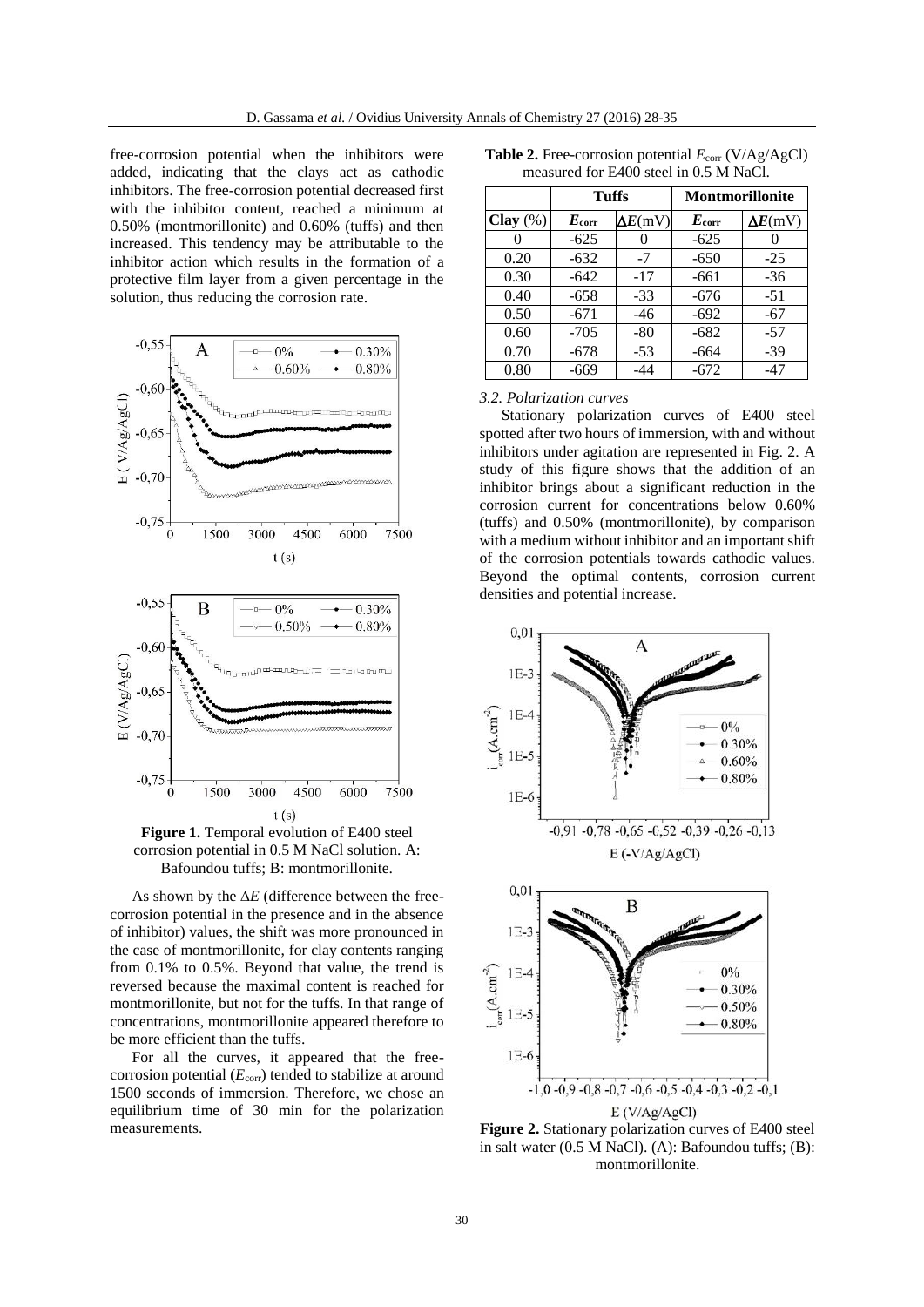free-corrosion potential when the inhibitors were added, indicating that the clays act as cathodic inhibitors. The free-corrosion potential decreased first with the inhibitor content, reached a minimum at 0.50% (montmorillonite) and 0.60% (tuffs) and then increased. This tendency may be attributable to the inhibitor action which results in the formation of a protective film layer from a given percentage in the solution, thus reducing the corrosion rate.

**Figure 1.** Temporal evolution of E400 steel corrosion potential in 0.5 M NaCl solution. A: Bafoundou tuffs; B: montmorillonite.

As shown by the $\Delta E$ (difference between the free-corrosion potential in the presence and in the absence of inhibitor) values, the shift was more pronounced in the case of montmorillonite, for clay contents ranging from 0.1% to 0.5%. Beyond that value, the trend is reversed because the maximal content is reached for montmorillonite, but not for the tuffs. In that range of concentrations, montmorillonite appeared therefore to be more efficient than the tuffs.

For all the curves, it appeared that the free-corrosion potential ($E_{corr}$) tended to stabilize at around 1500 seconds of immersion. Therefore, we chose an equilibrium time of 30 min for the polarization measurements.

**Table 2.** Free-corrosion potential $E_{corr}$ (V/Ag/AgCl) measured for E400 steel in 0.5 M NaCl.

| | Tuffs | | Montmorillonite | |
|---|---|---|---|---|
| **Clay** (%) | $E_{corr}$ | $\Delta E$(mV) | $E_{corr}$ | $\Delta E$(mV) |
| 0 | -625 | 0 | -625 | 0 |
| 0.20 | -632 | -7 | -650 | -25 |
| 0.30 | -642 | -17 | -661 | -36 |
| 0.40 | -658 | -33 | -676 | -51 |
| 0.50 | -671 | -46 | -692 | -67 |
| 0.60 | -705 | -80 | -682 | -57 |
| 0.70 | -678 | -53 | -664 | -39 |
| 0.80 | -669 | -44 | -672 | -47 |

### *3.2. Polarization curves*

Stationary polarization curves of E400 steel spotted after two hours of immersion, with and without inhibitors under agitation are represented in Fig. 2. A study of this figure shows that the addition of an inhibitor brings about a significant reduction in the corrosion current for concentrations below 0.60% (tuffs) and 0.50% (montmorillonite), by comparison with a medium without inhibitor and an important shift of the corrosion potentials towards cathodic values. Beyond the optimal contents, corrosion current densities and potential increase.

**Figure 2.** Stationary polarization curves of E400 steel in salt water (0.5 M NaCl). (A): Bafoundou tuffs; (B): montmorillonite.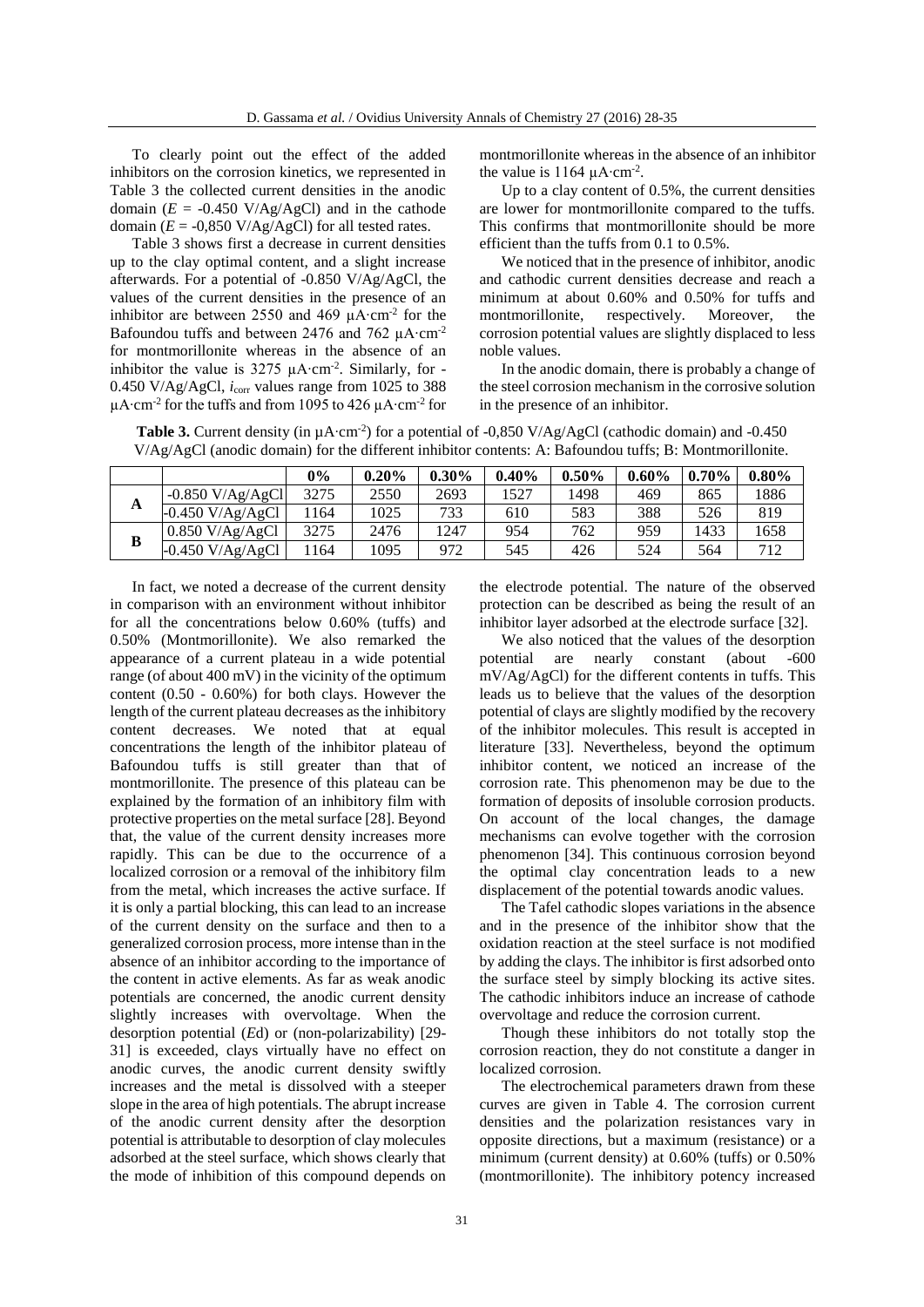To clearly point out the effect of the added inhibitors on the corrosion kinetics, we represented in Table 3 the collected current densities in the anodic domain ($E$ = -0.450 V/Ag/AgCl) and in the cathode domain ($E$ = -0,850 V/Ag/AgCl) for all tested rates.

Table 3 shows first a decrease in current densities up to the clay optimal content, and a slight increase afterwards. For a potential of -0.850 V/Ag/AgCl, the values of the current densities in the presence of an inhibitor are between 2550 and 469 µA·cm$^{-2}$ for the Bafoundou tuffs and between 2476 and 762 µA·cm$^{-2}$ for montmorillonite whereas in the absence of an inhibitor the value is 3275 µA·cm$^{-2}$. Similarly, for -0.450 V/Ag/AgCl, $i_{corr}$ values range from 1025 to 388 µA·cm$^{-2}$ for the tuffs and from 1095 to 426 µA·cm$^{-2}$ for montmorillonite whereas in the absence of an inhibitor the value is 1164 µA·cm$^{-2}$.

Up to a clay content of 0.5%, the current densities are lower for montmorillonite compared to the tuffs. This confirms that montmorillonite should be more efficient than the tuffs from 0.1 to 0.5%.

We noticed that in the presence of inhibitor, anodic and cathodic current densities decrease and reach a minimum at about 0.60% and 0.50% for tuffs and montmorillonite, respectively. Moreover, the corrosion potential values are slightly displaced to less noble values.

In the anodic domain, there is probably a change of the steel corrosion mechanism in the corrosive solution in the presence of an inhibitor.

**Table 3.** Current density (in µA·cm$^{-2}$) for a potential of -0,850 V/Ag/AgCl (cathodic domain) and -0.450 V/Ag/AgCl (anodic domain) for the different inhibitor contents: A: Bafoundou tuffs; B: Montmorillonite.

| | | 0% | 0.20% | 0.30% | 0.40% | 0.50% | 0.60% | 0.70% | 0.80% |
|---|---|---|---|---|---|---|---|---|---|
| **A** | -0.850 V/Ag/AgCl | 3275 | 2550 | 2693 | 1527 | 1498 | 469 | 865 | 1886 |
| | -0.450 V/Ag/AgCl | 1164 | 1025 | 733 | 610 | 583 | 388 | 526 | 819 |
| **B** | 0.850 V/Ag/AgCl | 3275 | 2476 | 1247 | 954 | 762 | 959 | 1433 | 1658 |
| | -0.450 V/Ag/AgCl | 1164 | 1095 | 972 | 545 | 426 | 524 | 564 | 712 |

In fact, we noted a decrease of the current density in comparison with an environment without inhibitor for all the concentrations below 0.60% (tuffs) and 0.50% (Montmorillonite). We also remarked the appearance of a current plateau in a wide potential range (of about 400 mV) in the vicinity of the optimum content (0.50 - 0.60%) for both clays. However the length of the current plateau decreases as the inhibitory content decreases. We noted that at equal concentrations the length of the inhibitor plateau of Bafoundou tuffs is still greater than that of montmorillonite. The presence of this plateau can be explained by the formation of an inhibitory film with protective properties on the metal surface [28]. Beyond that, the value of the current density increases more rapidly. This can be due to the occurrence of a localized corrosion or a removal of the inhibitory film from the metal, which increases the active surface. If it is only a partial blocking, this can lead to an increase of the current density on the surface and then to a generalized corrosion process, more intense than in the absence of an inhibitor according to the importance of the content in active elements. As far as weak anodic potentials are concerned, the anodic current density slightly increases with overvoltage. When the desorption potential ($E$d) or (non-polarizability) [29-31] is exceeded, clays virtually have no effect on anodic curves, the anodic current density swiftly increases and the metal is dissolved with a steeper slope in the area of high potentials. The abrupt increase of the anodic current density after the desorption potential is attributable to desorption of clay molecules adsorbed at the steel surface, which shows clearly that the mode of inhibition of this compound depends on the electrode potential. The nature of the observed protection can be described as being the result of an inhibitor layer adsorbed at the electrode surface [32].

We also noticed that the values of the desorption potential are nearly constant (about -600 mV/Ag/AgCl) for the different contents in tuffs. This leads us to believe that the values of the desorption potential of clays are slightly modified by the recovery of the inhibitor molecules. This result is accepted in literature [33]. Nevertheless, beyond the optimum inhibitor content, we noticed an increase of the corrosion rate. This phenomenon may be due to the formation of deposits of insoluble corrosion products. On account of the local changes, the damage mechanisms can evolve together with the corrosion phenomenon [34]. This continuous corrosion beyond the optimal clay concentration leads to a new displacement of the potential towards anodic values.

The Tafel cathodic slopes variations in the absence and in the presence of the inhibitor show that the oxidation reaction at the steel surface is not modified by adding the clays. The inhibitor is first adsorbed onto the surface steel by simply blocking its active sites. The cathodic inhibitors induce an increase of cathode overvoltage and reduce the corrosion current.

Though these inhibitors do not totally stop the corrosion reaction, they do not constitute a danger in localized corrosion.

The electrochemical parameters drawn from these curves are given in Table 4. The corrosion current densities and the polarization resistances vary in opposite directions, but a maximum (resistance) or a minimum (current density) at 0.60% (tuffs) or 0.50% (montmorillonite). The inhibitory potency increased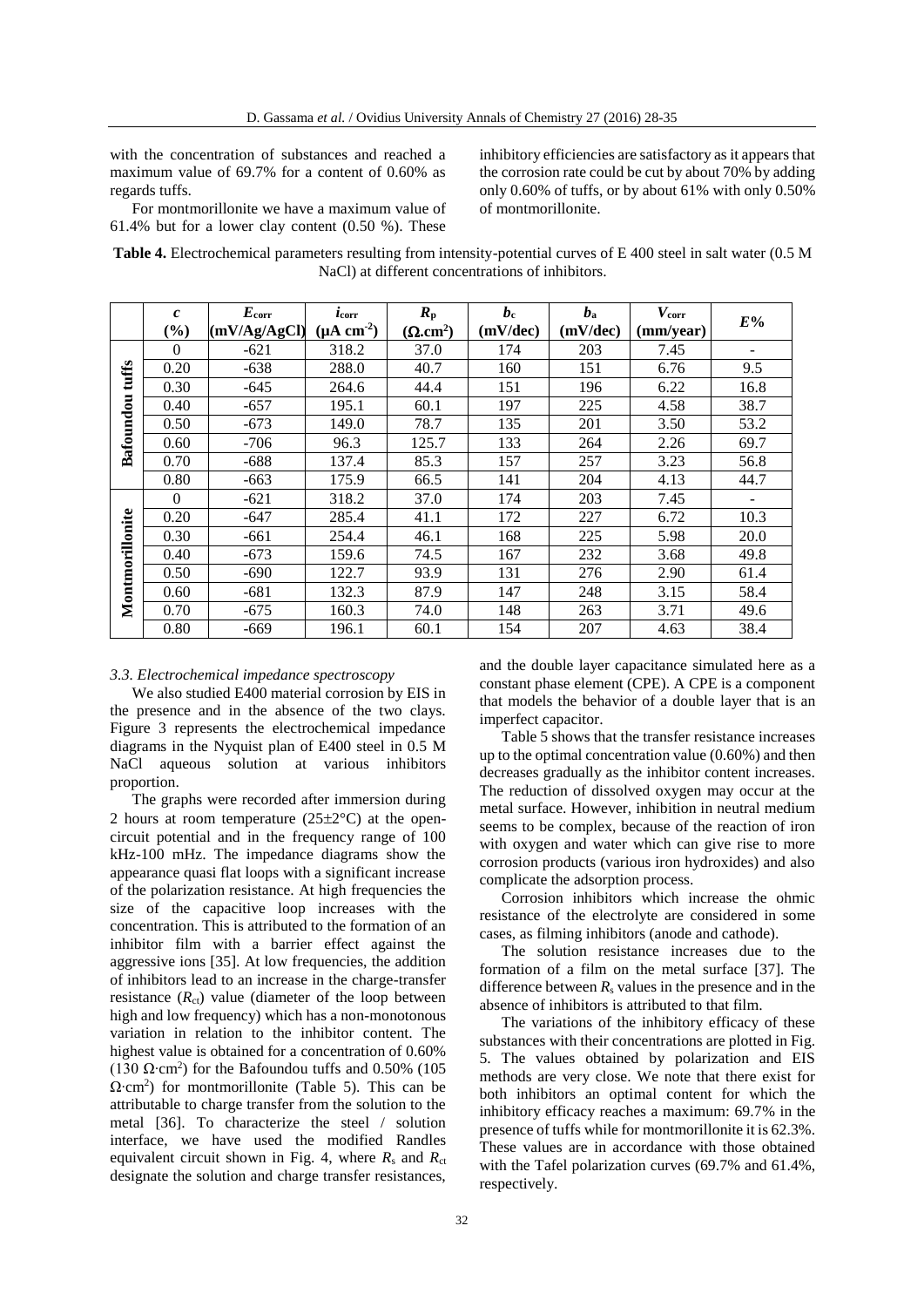with the concentration of substances and reached a maximum value of 69.7% for a content of 0.60% as regards tuffs.

For montmorillonite we have a maximum value of 61.4% but for a lower clay content (0.50 %). These inhibitory efficiencies are satisfactory as it appears that the corrosion rate could be cut by about 70% by adding only 0.60% of tuffs, or by about 61% with only 0.50% of montmorillonite.

**Table 4.** Electrochemical parameters resulting from intensity-potential curves of E 400 steel in salt water (0.5 M NaCl) at different concentrations of inhibitors.

| | $c$ (%) | $E_{corr}$ (mV/Ag/AgCl) | $i_{corr}$ (μA cm$^{-2}$) | $R_p$ (Ω.cm$^2$) | $b_c$ (mV/dec) | $b_a$ (mV/dec) | $V_{corr}$ (mm/year) | $E$% |
|---|---|---|---|---|---|---|---|---|
| **Bafoundou tuffs** | 0 | -621 | 318.2 | 37.0 | 174 | 203 | 7.45 | - |
| | 0.20 | -638 | 288.0 | 40.7 | 160 | 151 | 6.76 | 9.5 |
| | 0.30 | -645 | 264.6 | 44.4 | 151 | 196 | 6.22 | 16.8 |
| | 0.40 | -657 | 195.1 | 60.1 | 197 | 225 | 4.58 | 38.7 |
| | 0.50 | -673 | 149.0 | 78.7 | 135 | 201 | 3.50 | 53.2 |
| | 0.60 | -706 | 96.3 | 125.7 | 133 | 264 | 2.26 | 69.7 |
| | 0.70 | -688 | 137.4 | 85.3 | 157 | 257 | 3.23 | 56.8 |
| | 0.80 | -663 | 175.9 | 66.5 | 141 | 204 | 4.13 | 44.7 |
| **Montmorillonite** | 0 | -621 | 318.2 | 37.0 | 174 | 203 | 7.45 | - |
| | 0.20 | -647 | 285.4 | 41.1 | 172 | 227 | 6.72 | 10.3 |
| | 0.30 | -661 | 254.4 | 46.1 | 168 | 225 | 5.98 | 20.0 |
| | 0.40 | -673 | 159.6 | 74.5 | 167 | 232 | 3.68 | 49.8 |
| | 0.50 | -690 | 122.7 | 93.9 | 131 | 276 | 2.90 | 61.4 |
| | 0.60 | -681 | 132.3 | 87.9 | 147 | 248 | 3.15 | 58.4 |
| | 0.70 | -675 | 160.3 | 74.0 | 148 | 263 | 3.71 | 49.6 |
| | 0.80 | -669 | 196.1 | 60.1 | 154 | 207 | 4.63 | 38.4 |

### *3.3. Electrochemical impedance spectroscopy*

We also studied E400 material corrosion by EIS in the presence and in the absence of the two clays. Figure 3 represents the electrochemical impedance diagrams in the Nyquist plan of E400 steel in 0.5 M NaCl aqueous solution at various inhibitors proportion.

The graphs were recorded after immersion during 2 hours at room temperature (25±2°C) at the open-circuit potential and in the frequency range of 100 kHz-100 mHz. The impedance diagrams show the appearance quasi flat loops with a significant increase of the polarization resistance. At high frequencies the size of the capacitive loop increases with the concentration. This is attributed to the formation of an inhibitor film with a barrier effect against the aggressive ions [35]. At low frequencies, the addition of inhibitors lead to an increase in the charge-transfer resistance ($R_{ct}$) value (diameter of the loop between high and low frequency) which has a non-monotonous variation in relation to the inhibitor content. The highest value is obtained for a concentration of 0.60% (130 Ω·cm$^2$) for the Bafoundou tuffs and 0.50% (105 Ω·cm$^2$) for montmorillonite (Table 5). This can be attributable to charge transfer from the solution to the metal [36]. To characterize the steel / solution interface, we have used the modified Randles equivalent circuit shown in Fig. 4, where $R_s$ and $R_{ct}$ designate the solution and charge transfer resistances, and the double layer capacitance simulated here as a constant phase element (CPE). A CPE is a component that models the behavior of a double layer that is an imperfect capacitor.

Table 5 shows that the transfer resistance increases up to the optimal concentration value (0.60%) and then decreases gradually as the inhibitor content increases. The reduction of dissolved oxygen may occur at the metal surface. However, inhibition in neutral medium seems to be complex, because of the reaction of iron with oxygen and water which can give rise to more corrosion products (various iron hydroxides) and also complicate the adsorption process.

Corrosion inhibitors which increase the ohmic resistance of the electrolyte are considered in some cases, as filming inhibitors (anode and cathode).

The solution resistance increases due to the formation of a film on the metal surface [37]. The difference between $R_s$ values in the presence and in the absence of inhibitors is attributed to that film.

The variations of the inhibitory efficacy of these substances with their concentrations are plotted in Fig. 5. The values obtained by polarization and EIS methods are very close. We note that there exist for both inhibitors an optimal content for which the inhibitory efficacy reaches a maximum: 69.7% in the presence of tuffs while for montmorillonite it is 62.3%. These values are in accordance with those obtained with the Tafel polarization curves (69.7% and 61.4%, respectively.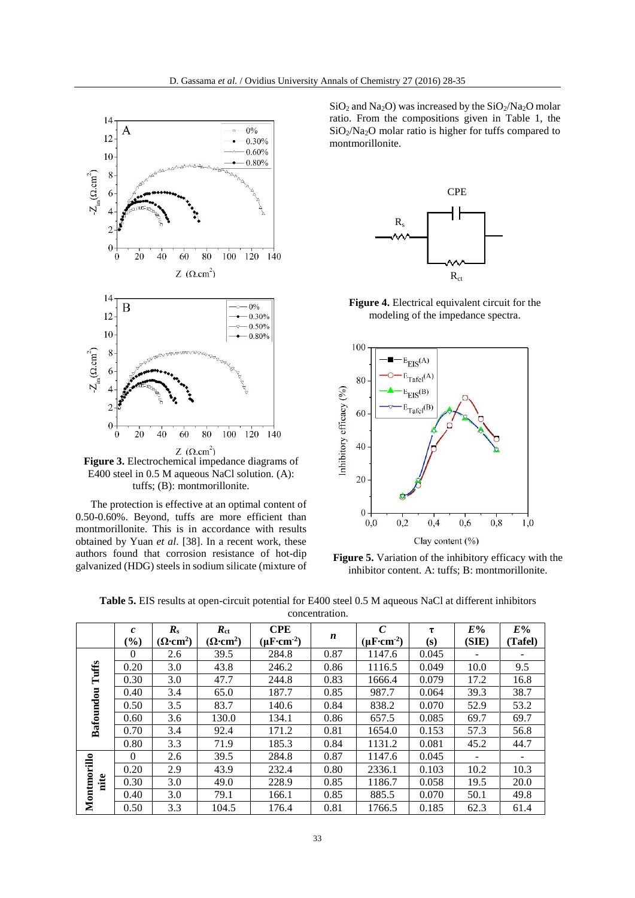Figure 3. Electrochemical impedance diagrams of E400 steel in 0.5 M aqueous NaCl solution. (A): tuffs; (B): montmorillonite.

The protection is effective at an optimal content of 0.50-0.60%. Beyond, tuffs are more efficient than montmorillonite. This is in accordance with results obtained by Yuan *et al*. [38]. In a recent work, these authors found that corrosion resistance of hot-dip galvanized (HDG) steels in sodium silicate (mixture of $SiO_2$ and $Na_2O$) was increased by the $SiO_2/Na_2O$ molar ratio. From the compositions given in Table 1, the $SiO_2/Na_2O$ molar ratio is higher for tuffs compared to montmorillonite.

Figure 4. Electrical equivalent circuit for the modeling of the impedance spectra.

Figure 5. Variation of the inhibitory efficacy with the inhibitor content. A: tuffs; B: montmorillonite.

**Table 5.** EIS results at open-circuit potential for E400 steel 0.5 M aqueous NaCl at different inhibitors concentration.

| | *c* (%) | $R_s$ ($\Omega\cdot cm^2$) | $R_{ct}$ ($\Omega\cdot cm^2$) | CPE ($\mu F\cdot cm^{-2}$) | *n* | *C* ($\mu F\cdot cm^{-2}$) | τ (s) | *E*% (SIE) | *E*% (Tafel) |
|---|---|---|---|---|---|---|---|---|---|
| **Bafoundou Tuffs** | 0 | 2.6 | 39.5 | 284.8 | 0.87 | 1147.6 | 0.045 | - | - |
| | 0.20 | 3.0 | 43.8 | 246.2 | 0.86 | 1116.5 | 0.049 | 10.0 | 9.5 |
| | 0.30 | 3.0 | 47.7 | 244.8 | 0.83 | 1666.4 | 0.079 | 17.2 | 16.8 |
| | 0.40 | 3.4 | 65.0 | 187.7 | 0.85 | 987.7 | 0.064 | 39.3 | 38.7 |
| | 0.50 | 3.5 | 83.7 | 140.6 | 0.84 | 838.2 | 0.070 | 52.9 | 53.2 |
| | 0.60 | 3.6 | 130.0 | 134.1 | 0.86 | 657.5 | 0.085 | 69.7 | 69.7 |
| | 0.70 | 3.4 | 92.4 | 171.2 | 0.81 | 1654.0 | 0.153 | 57.3 | 56.8 |
| | 0.80 | 3.3 | 71.9 | 185.3 | 0.84 | 1131.2 | 0.081 | 45.2 | 44.7 |
| **Montmorillonite** | 0 | 2.6 | 39.5 | 284.8 | 0.87 | 1147.6 | 0.045 | - | - |
| | 0.20 | 2.9 | 43.9 | 232.4 | 0.80 | 2336.1 | 0.103 | 10.2 | 10.3 |
| | 0.30 | 3.0 | 49.0 | 228.9 | 0.85 | 1186.7 | 0.058 | 19.5 | 20.0 |
| | 0.40 | 3.0 | 79.1 | 166.1 | 0.85 | 885.5 | 0.070 | 50.1 | 49.8 |
| | 0.50 | 3.3 | 104.5 | 176.4 | 0.81 | 1766.5 | 0.185 | 62.3 | 61.4 |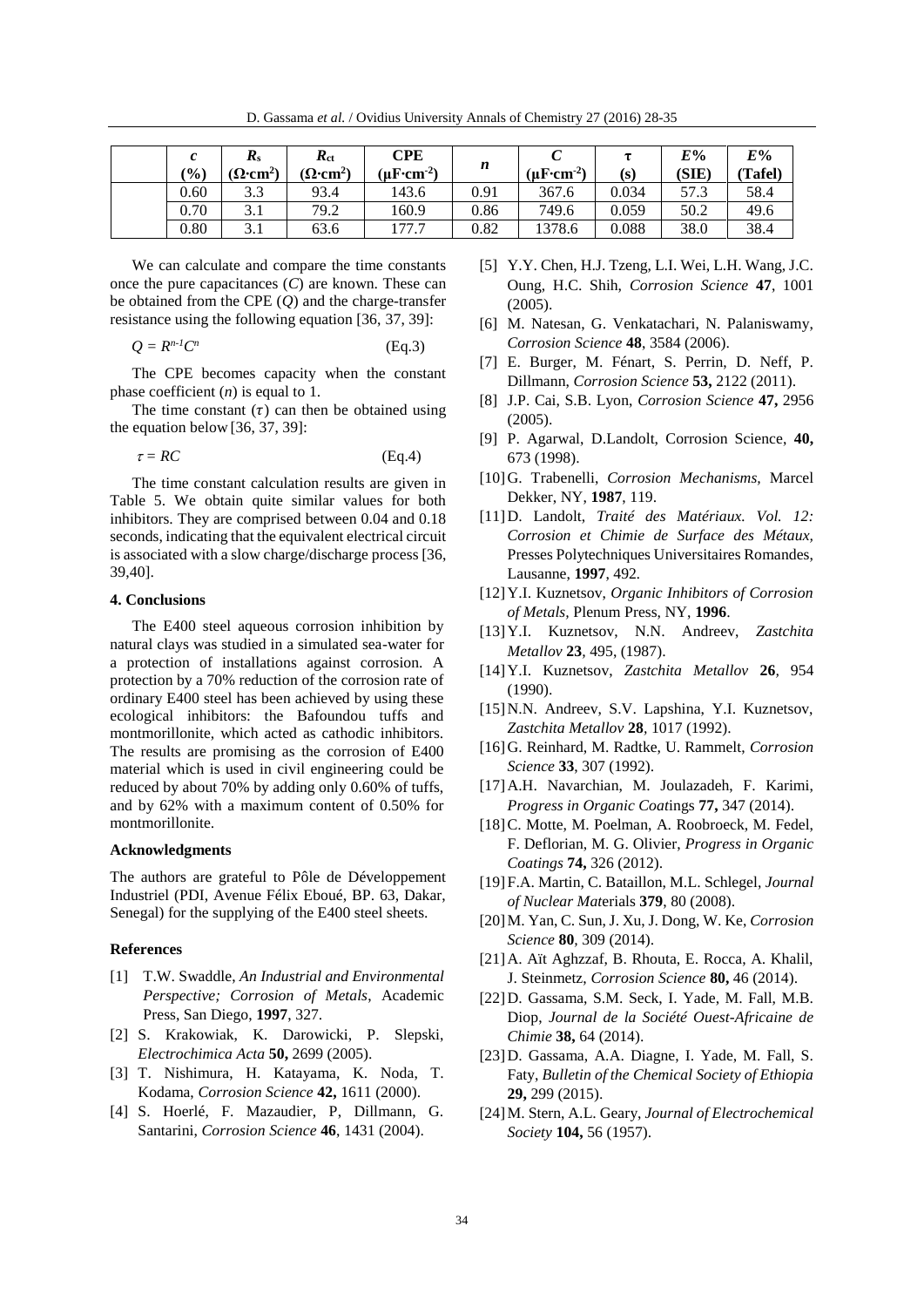| | $c$ (%) | $R_s$ ($\Omega\cdot cm^2$) | $R_{ct}$ ($\Omega\cdot cm^2$) | CPE ($\mu F\cdot cm^{-2}$) | $n$ | $C$ ($\mu F\cdot cm^{-2}$) | $\tau$ (s) | $E$% (SIE) | $E$% (Tafel) |
|---|---|---|---|---|---|---|---|---|---|
| | 0.60 | 3.3 | 93.4 | 143.6 | 0.91 | 367.6 | 0.034 | 57.3 | 58.4 |
| | 0.70 | 3.1 | 79.2 | 160.9 | 0.86 | 749.6 | 0.059 | 50.2 | 49.6 |
| | 0.80 | 3.1 | 63.6 | 177.7 | 0.82 | 1378.6 | 0.088 | 38.0 | 38.4 |

We can calculate and compare the time constants once the pure capacitances ($C$) are known. These can be obtained from the CPE ($Q$) and the charge-transfer resistance using the following equation [36, 37, 39]:

$$Q = R^{n-1}C^{n} \quad \text{(Eq.3)}$$

The CPE becomes capacity when the constant phase coefficient ($n$) is equal to 1.

The time constant ($\tau$) can then be obtained using the equation below [36, 37, 39]:

$$\tau = RC \quad \text{(Eq.4)}$$

The time constant calculation results are given in Table 5. We obtain quite similar values for both inhibitors. They are comprised between 0.04 and 0.18 seconds, indicating that the equivalent electrical circuit is associated with a slow charge/discharge process [36, 39,40].

## 4. Conclusions

The E400 steel aqueous corrosion inhibition by natural clays was studied in a simulated sea-water for a protection of installations against corrosion. A protection by a 70% reduction of the corrosion rate of ordinary E400 steel has been achieved by using these ecological inhibitors: the Bafoundou tuffs and montmorillonite, which acted as cathodic inhibitors. The results are promising as the corrosion of E400 material which is used in civil engineering could be reduced by about 70% by adding only 0.60% of tuffs, and by 62% with a maximum content of 0.50% for montmorillonite.

### Acknowledgments

The authors are grateful to Pôle de Développement Industriel (PDI, Avenue Félix Eboué, BP. 63, Dakar, Senegal) for the supplying of the E400 steel sheets.

### References

[1] T.W. Swaddle, *An Industrial and Environmental Perspective; Corrosion of Metals*, Academic Press, San Diego, **1997**, 327.

[2] S. Krakowiak, K. Darowicki, P. Slepski, *Electrochimica Acta* **50,** 2699 (2005).

[3] T. Nishimura, H. Katayama, K. Noda, T. Kodama, *Corrosion Science* **42,** 1611 (2000).

[4] S. Hoerlé, F. Mazaudier, P, Dillmann, G. Santarini, *Corrosion Science* **46**, 1431 (2004).

[5] Y.Y. Chen, H.J. Tzeng, L.I. Wei, L.H. Wang, J.C. Oung, H.C. Shih, *Corrosion Science* **47**, 1001 (2005).

[6] M. Natesan, G. Venkatachari, N. Palaniswamy, *Corrosion Science* **48**, 3584 (2006).

[7] E. Burger, M. Fénart, S. Perrin, D. Neff, P. Dillmann, *Corrosion Science* **53,** 2122 (2011).

[8] J.P. Cai, S.B. Lyon, *Corrosion Science* **47,** 2956 (2005).

[9] P. Agarwal, D.Landolt, Corrosion Science, **40,** 673 (1998).

[10] G. Trabenelli, *Corrosion Mechanisms,* Marcel Dekker, NY, **1987**, 119.

[11] D. Landolt, *Traité des Matériaux. Vol. 12: Corrosion et Chimie de Surface des Métaux,* Presses Polytechniques Universitaires Romandes, Lausanne, **1997**, 492.

[12] Y.I. Kuznetsov, *Organic Inhibitors of Corrosion of Metals,* Plenum Press, NY, **1996**.

[13] Y.I. Kuznetsov, N.N. Andreev, *Zastchita Metallov* **23**, 495, (1987).

[14] Y.I. Kuznetsov, *Zastchita Metallov* **26**, 954 (1990).

[15] N.N. Andreev, S.V. Lapshina, Y.I. Kuznetsov, *Zastchita Metallov* **28**, 1017 (1992).

[16] G. Reinhard, M. Radtke, U. Rammelt, *Corrosion Science* **33**, 307 (1992).

[17] A.H. Navarchian, M. Joulazadeh, F. Karimi, *Progress in Organic Coat*ings **77,** 347 (2014).

[18] C. Motte, M. Poelman, A. Roobroeck, M. Fedel, F. Deflorian, M. G. Olivier, *Progress in Organic Coatings* **74,** 326 (2012).

[19] F.A. Martin, C. Bataillon, M.L. Schlegel, *Journal of Nuclear Mat*erials **379**, 80 (2008).

[20] M. Yan, C. Sun, J. Xu, J. Dong, W. Ke, *Corrosion Science* **80**, 309 (2014).

[21] A. Aït Aghzzaf, B. Rhouta, E. Rocca, A. Khalil, J. Steinmetz, *Corrosion Science* **80,** 46 (2014).

[22] D. Gassama, S.M. Seck, I. Yade, M. Fall, M.B. Diop, *Journal de la Société Ouest-Africaine de Chimie* **38,** 64 (2014).

[23] D. Gassama, A.A. Diagne, I. Yade, M. Fall, S. Faty, *Bulletin of the Chemical Society of Ethiopia* **29,** 299 (2015).

[24] M. Stern, A.L. Geary, *Journal of Electrochemical Society* **104,** 56 (1957).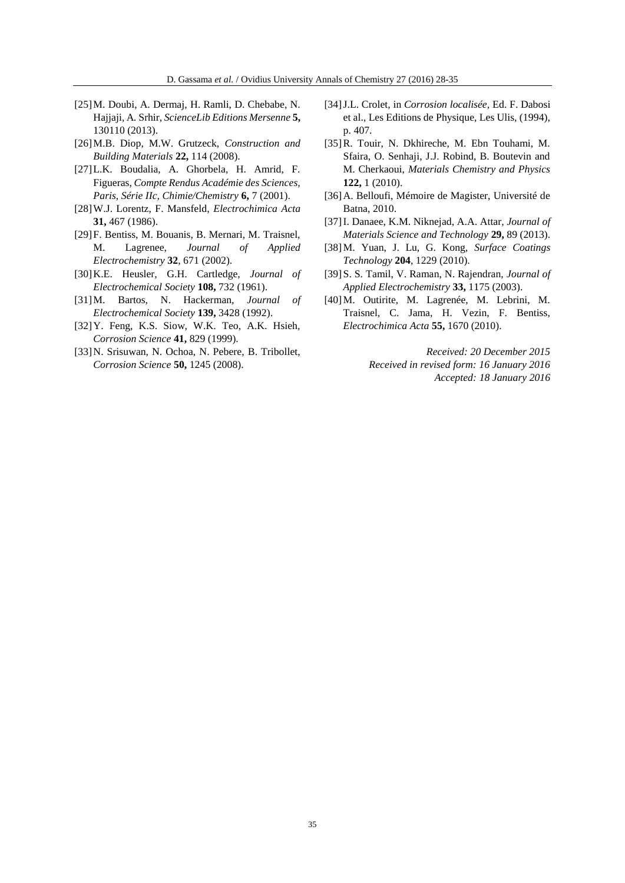[25] M. Doubi, A. Dermaj, H. Ramli, D. Chebabe, N. Hajjaji, A. Srhir, *ScienceLib Editions Mersenne* **5,** 130110 (2013).

[26] M.B. Diop, M.W. Grutzeck, *Construction and Building Materials* **22,** 114 (2008).

[27] L.K. Boudalia, A. Ghorbela, H. Amrid, F. Figueras, *Compte Rendus Académie des Sciences, Paris, Série IIc, Chimie/Chemistry* **6,** 7 (2001).

[28] W.J. Lorentz, F. Mansfeld, *Electrochimica Acta* **31,** 467 (1986).

[29] F. Bentiss, M. Bouanis, B. Mernari, M. Traisnel, M. Lagrenee, *Journal of Applied Electrochemistry* **32**, 671 (2002).

[30] K.E. Heusler, G.H. Cartledge, *Journal of Electrochemical Society* **108,** 732 (1961).

[31] M. Bartos, N. Hackerman, *Journal of Electrochemical Society* **139,** 3428 (1992).

[32] Y. Feng, K.S. Siow, W.K. Teo, A.K. Hsieh, *Corrosion Science* **41,** 829 (1999).

[33] N. Srisuwan, N. Ochoa, N. Pebere, B. Tribollet, *Corrosion Science* **50,** 1245 (2008).

[34] J.L. Crolet, in *Corrosion localisée*, Ed. F. Dabosi et al., Les Editions de Physique, Les Ulis, (1994), p. 407.

[35] R. Touir, N. Dkhireche, M. Ebn Touhami, M. Sfaira, O. Senhaji, J.J. Robind, B. Boutevin and M. Cherkaoui, *Materials Chemistry and Physics* **122,** 1 (2010).

[36] A. Belloufi, Mémoire de Magister, Université de Batna, 2010.

[37] I. Danaee, K.M. Niknejad, A.A. Attar, *Journal of Materials Science and Technology* **29,** 89 (2013).

[38] M. Yuan, J. Lu, G. Kong, *Surface Coatings Technology* **204**, 1229 (2010).

[39] S. S. Tamil, V. Raman, N. Rajendran, *Journal of Applied Electrochemistry* **33,** 1175 (2003).

[40] M. Outirite, M. Lagrenée, M. Lebrini, M. Traisnel, C. Jama, H. Vezin, F. Bentiss, *Electrochimica Acta* **55,** 1670 (2010).

*Received: 20 December 2015*
*Received in revised form: 16 January 2016*
*Accepted: 18 January 2016*